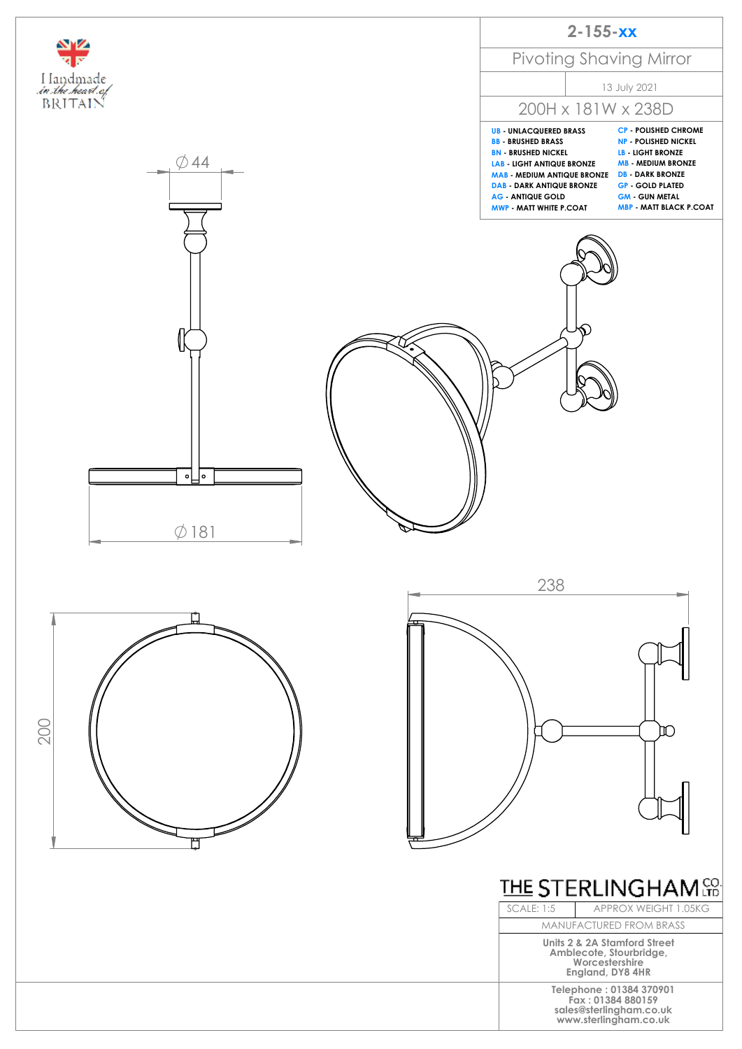Handmade in the heart of BRITAIN

# 2-155-xx

## Pivoting Shaving Mirror

13 July 2021

200H x 181W x 238D

| | |
|---|---|
| **UB** - UNLACQUERED BRASS | **CP** - POLISHED CHROME |
| **BB** - BRUSHED BRASS | **NP** - POLISHED NICKEL |
| **BN** - BRUSHED NICKEL | **LB** - LIGHT BRONZE |
| **LAB** - LIGHT ANTIQUE BRONZE | **MB** - MEDIUM BRONZE |
| **MAB** - MEDIUM ANTIQUE BRONZE | **DB** - DARK BRONZE |
| **DAB** - DARK ANTIQUE BRONZE | **GP** - GOLD PLATED |
| **AG** - ANTIQUE GOLD | **GM** - GUN METAL |
| **MWP** - MATT WHITE P.COAT | **MBP** - MATT BLACK P.COAT |

∅44

∅181

200

238

THE STERLINGHAM CO. LTD

| SCALE: 1:5 | APPROX WEIGHT 1.05KG |
|---|---|

MANUFACTURED FROM BRASS

**Units 2 & 2A Stamford Street**
**Amblecote, Stourbridge,**
**Worcestershire**
**England, DY8 4HR**

**Telephone : 01384 370901**
**Fax : 01384 880159**
**sales@sterlingham.co.uk**
**www.sterlingham.co.uk**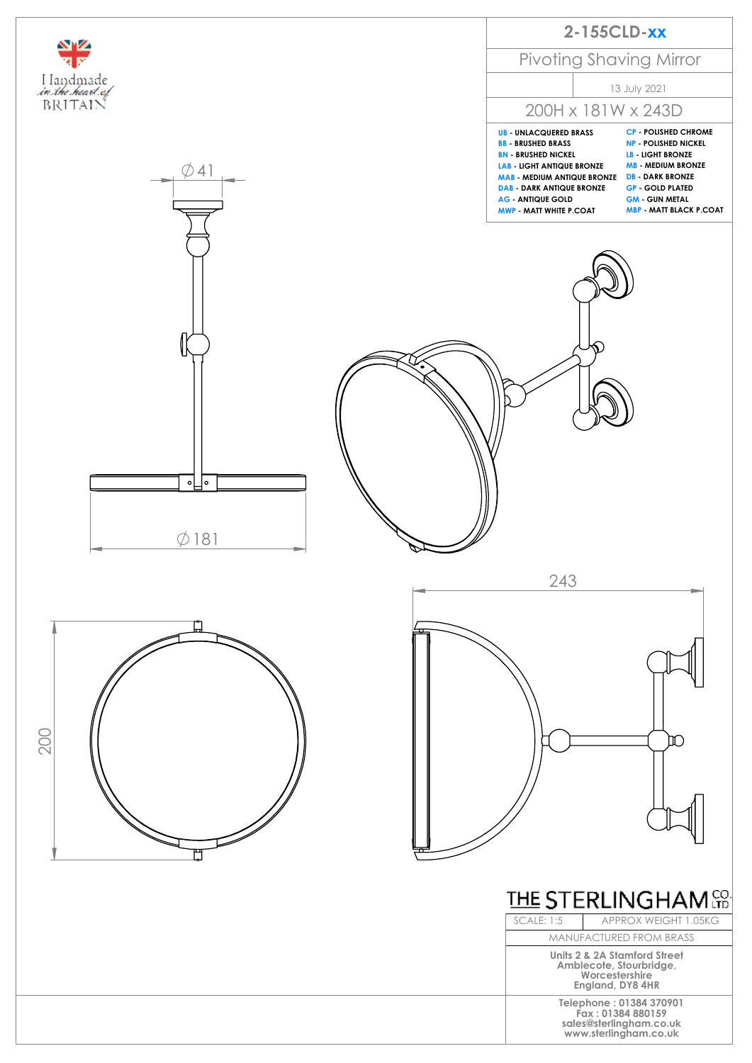Handmade in the heart of BRITAIN

# 2-155CLD-xx

## Pivoting Shaving Mirror

13 July 2021

200H x 181W x 243D

| | |
|---|---|
| **UB** - UNLACQUERED BRASS | **CP** - POLISHED CHROME |
| **BB** - BRUSHED BRASS | **NP** - POLISHED NICKEL |
| **BN** - BRUSHED NICKEL | **LB** - LIGHT BRONZE |
| **LAB** - LIGHT ANTIQUE BRONZE | **MB** - MEDIUM BRONZE |
| **MAB** - MEDIUM ANTIQUE BRONZE | **DB** - DARK BRONZE |
| **DAB** - DARK ANTIQUE BRONZE | **GP** - GOLD PLATED |
| **AG** - ANTIQUE GOLD | **GM** - GUN METAL |
| **MWP** - MATT WHITE P.COAT | **MBP** - MATT BLACK P.COAT |

Ø41

Ø181

243

200

THE STERLINGHAM CO. LTD

| | |
|---|---|
| SCALE: 1:5 | APPROX WEIGHT 1.05KG |

MANUFACTURED FROM BRASS

Units 2 & 2A Stamford Street
Amblecote, Stourbridge,
Worcestershire
England, DY8 4HR

Telephone : 01384 370901
Fax : 01384 880159
sales@sterlingham.co.uk
www.sterlingham.co.uk